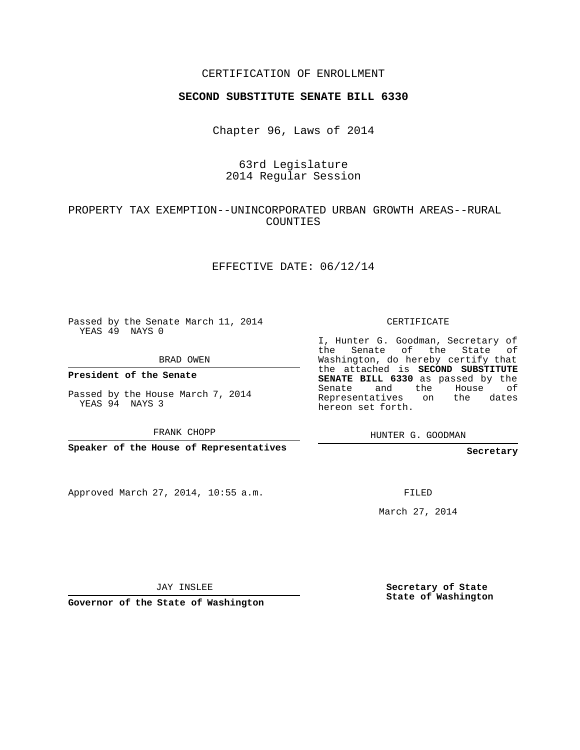CERTIFICATION OF ENROLLMENT

**SECOND SUBSTITUTE SENATE BILL 6330**

Chapter 96, Laws of 2014

63rd Legislature
2014 Regular Session

PROPERTY TAX EXEMPTION--UNINCORPORATED URBAN GROWTH AREAS--RURAL COUNTIES

EFFECTIVE DATE: 06/12/14

Passed by the Senate March 11, 2014
YEAS 49 NAYS 0

BRAD OWEN

**President of the Senate**

Passed by the House March 7, 2014
YEAS 94 NAYS 3

FRANK CHOPP

**Speaker of the House of Representatives**

Approved March 27, 2014, 10:55 a.m.

JAY INSLEE

**Governor of the State of Washington**

CERTIFICATE

I, Hunter G. Goodman, Secretary of the Senate of the State of Washington, do hereby certify that the attached is **SECOND SUBSTITUTE SENATE BILL 6330** as passed by the Senate and the House of Representatives on the dates hereon set forth.

HUNTER G. GOODMAN

**Secretary**

FILED

March 27, 2014

**Secretary of State**
**State of Washington**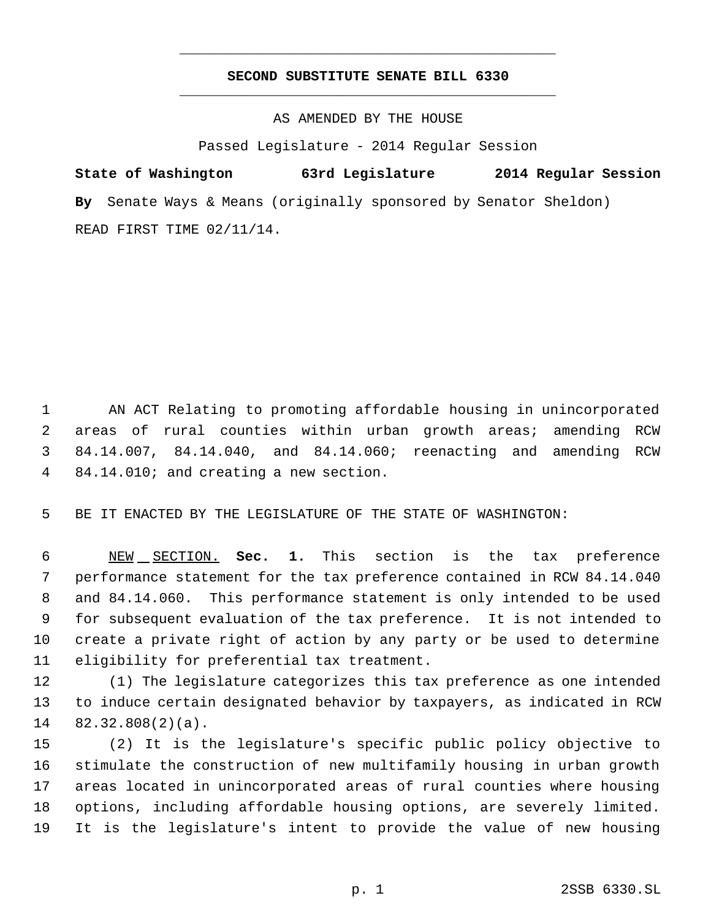# SECOND SUBSTITUTE SENATE BILL 6330

AS AMENDED BY THE HOUSE

Passed Legislature - 2014 Regular Session

**State of Washington 63rd Legislature 2014 Regular Session**

**By** Senate Ways & Means (originally sponsored by Senator Sheldon)

READ FIRST TIME 02/11/14.

AN ACT Relating to promoting affordable housing in unincorporated areas of rural counties within urban growth areas; amending RCW 84.14.007, 84.14.040, and 84.14.060; reenacting and amending RCW 84.14.010; and creating a new section.

BE IT ENACTED BY THE LEGISLATURE OF THE STATE OF WASHINGTON:

NEW SECTION. **Sec. 1.** This section is the tax preference performance statement for the tax preference contained in RCW 84.14.040 and 84.14.060. This performance statement is only intended to be used for subsequent evaluation of the tax preference. It is not intended to create a private right of action by any party or be used to determine eligibility for preferential tax treatment.

(1) The legislature categorizes this tax preference as one intended to induce certain designated behavior by taxpayers, as indicated in RCW 82.32.808(2)(a).

(2) It is the legislature's specific public policy objective to stimulate the construction of new multifamily housing in urban growth areas located in unincorporated areas of rural counties where housing options, including affordable housing options, are severely limited. It is the legislature's intent to provide the value of new housing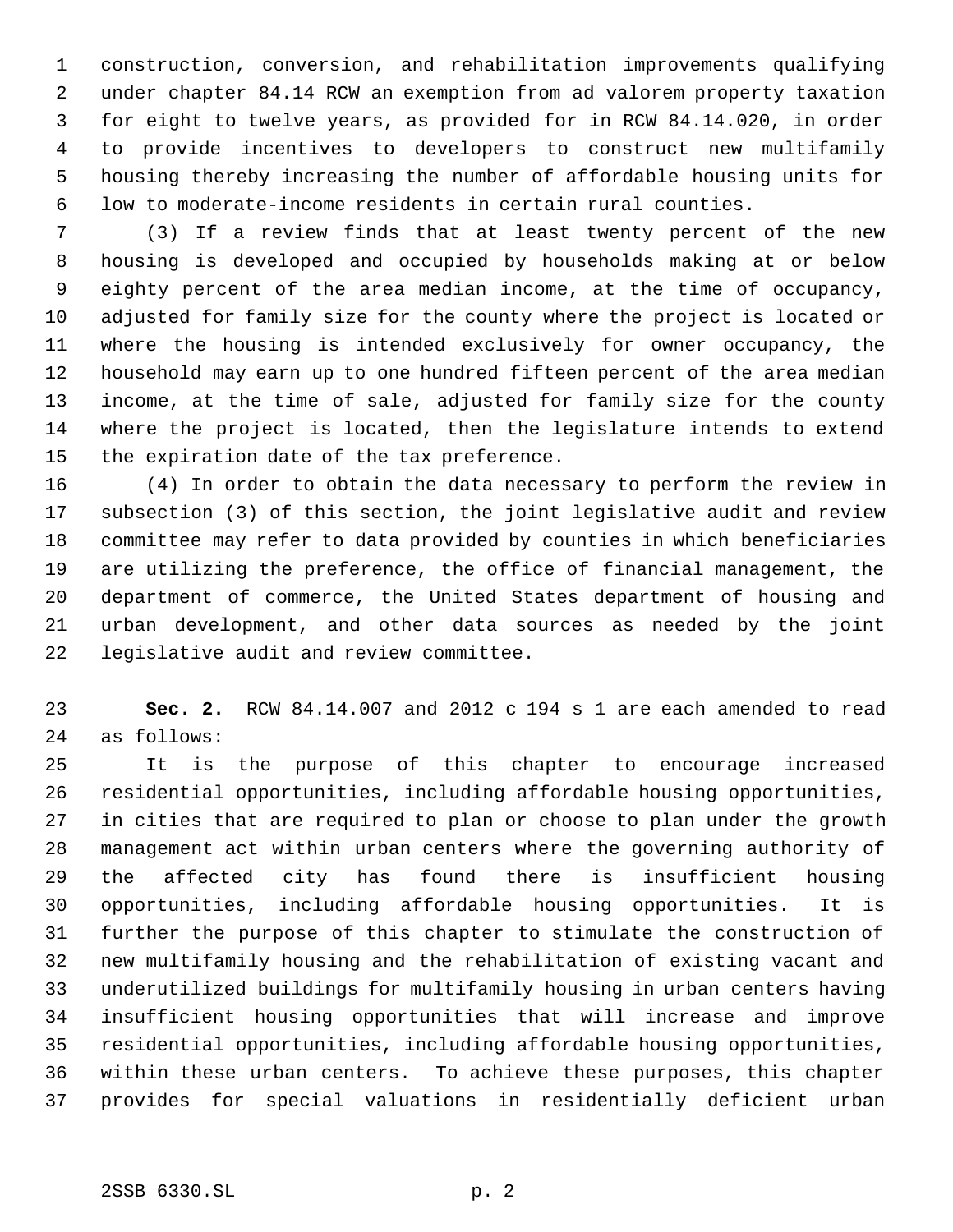construction, conversion, and rehabilitation improvements qualifying under chapter 84.14 RCW an exemption from ad valorem property taxation for eight to twelve years, as provided for in RCW 84.14.020, in order to provide incentives to developers to construct new multifamily housing thereby increasing the number of affordable housing units for low to moderate-income residents in certain rural counties.

(3) If a review finds that at least twenty percent of the new housing is developed and occupied by households making at or below eighty percent of the area median income, at the time of occupancy, adjusted for family size for the county where the project is located or where the housing is intended exclusively for owner occupancy, the household may earn up to one hundred fifteen percent of the area median income, at the time of sale, adjusted for family size for the county where the project is located, then the legislature intends to extend the expiration date of the tax preference.

(4) In order to obtain the data necessary to perform the review in subsection (3) of this section, the joint legislative audit and review committee may refer to data provided by counties in which beneficiaries are utilizing the preference, the office of financial management, the department of commerce, the United States department of housing and urban development, and other data sources as needed by the joint legislative audit and review committee.

**Sec. 2.** RCW 84.14.007 and 2012 c 194 s 1 are each amended to read as follows:

It is the purpose of this chapter to encourage increased residential opportunities, including affordable housing opportunities, in cities that are required to plan or choose to plan under the growth management act within urban centers where the governing authority of the affected city has found there is insufficient housing opportunities, including affordable housing opportunities. It is further the purpose of this chapter to stimulate the construction of new multifamily housing and the rehabilitation of existing vacant and underutilized buildings for multifamily housing in urban centers having insufficient housing opportunities that will increase and improve residential opportunities, including affordable housing opportunities, within these urban centers. To achieve these purposes, this chapter provides for special valuations in residentially deficient urban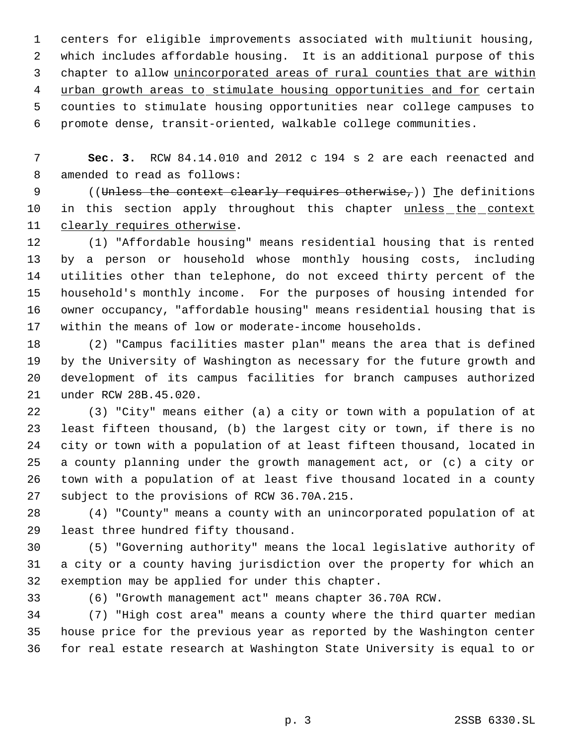centers for eligible improvements associated with multiunit housing, which includes affordable housing. It is an additional purpose of this chapter to allow <u>unincorporated areas of rural counties that are within urban growth areas to stimulate housing opportunities and for</u> certain counties to stimulate housing opportunities near college campuses to promote dense, transit-oriented, walkable college communities.

**Sec. 3.** RCW 84.14.010 and 2012 c 194 s 2 are each reenacted and amended to read as follows:

((~~Unless the context clearly requires otherwise,~~)) <u>T</u>he definitions in this section apply throughout this chapter <u>unless the context clearly requires otherwise</u>.

(1) "Affordable housing" means residential housing that is rented by a person or household whose monthly housing costs, including utilities other than telephone, do not exceed thirty percent of the household's monthly income. For the purposes of housing intended for owner occupancy, "affordable housing" means residential housing that is within the means of low or moderate-income households.

(2) "Campus facilities master plan" means the area that is defined by the University of Washington as necessary for the future growth and development of its campus facilities for branch campuses authorized under RCW 28B.45.020.

(3) "City" means either (a) a city or town with a population of at least fifteen thousand, (b) the largest city or town, if there is no city or town with a population of at least fifteen thousand, located in a county planning under the growth management act, or (c) a city or town with a population of at least five thousand located in a county subject to the provisions of RCW 36.70A.215.

(4) "County" means a county with an unincorporated population of at least three hundred fifty thousand.

(5) "Governing authority" means the local legislative authority of a city or a county having jurisdiction over the property for which an exemption may be applied for under this chapter.

(6) "Growth management act" means chapter 36.70A RCW.

(7) "High cost area" means a county where the third quarter median house price for the previous year as reported by the Washington center for real estate research at Washington State University is equal to or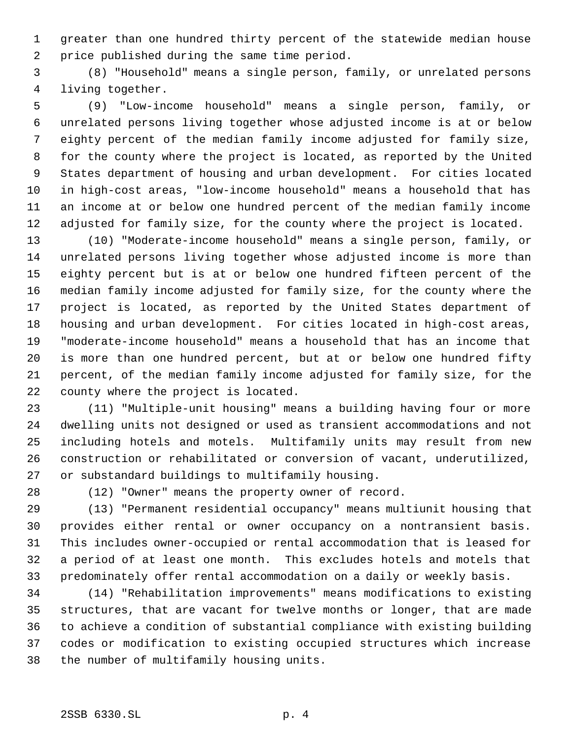greater than one hundred thirty percent of the statewide median house price published during the same time period.

(8) "Household" means a single person, family, or unrelated persons living together.

(9) "Low-income household" means a single person, family, or unrelated persons living together whose adjusted income is at or below eighty percent of the median family income adjusted for family size, for the county where the project is located, as reported by the United States department of housing and urban development. For cities located in high-cost areas, "low-income household" means a household that has an income at or below one hundred percent of the median family income adjusted for family size, for the county where the project is located.

(10) "Moderate-income household" means a single person, family, or unrelated persons living together whose adjusted income is more than eighty percent but is at or below one hundred fifteen percent of the median family income adjusted for family size, for the county where the project is located, as reported by the United States department of housing and urban development. For cities located in high-cost areas, "moderate-income household" means a household that has an income that is more than one hundred percent, but at or below one hundred fifty percent, of the median family income adjusted for family size, for the county where the project is located.

(11) "Multiple-unit housing" means a building having four or more dwelling units not designed or used as transient accommodations and not including hotels and motels. Multifamily units may result from new construction or rehabilitated or conversion of vacant, underutilized, or substandard buildings to multifamily housing.

(12) "Owner" means the property owner of record.

(13) "Permanent residential occupancy" means multiunit housing that provides either rental or owner occupancy on a nontransient basis. This includes owner-occupied or rental accommodation that is leased for a period of at least one month. This excludes hotels and motels that predominately offer rental accommodation on a daily or weekly basis.

(14) "Rehabilitation improvements" means modifications to existing structures, that are vacant for twelve months or longer, that are made to achieve a condition of substantial compliance with existing building codes or modification to existing occupied structures which increase the number of multifamily housing units.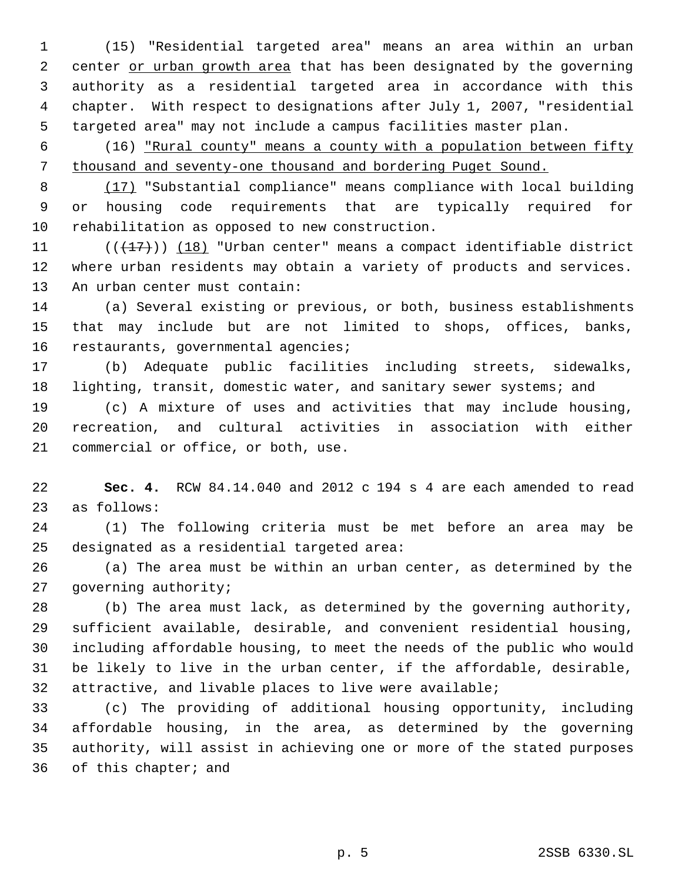(15) "Residential targeted area" means an area within an urban center <u>or urban growth area</u> that has been designated by the governing authority as a residential targeted area in accordance with this chapter. With respect to designations after July 1, 2007, "residential targeted area" may not include a campus facilities master plan.

(16) <u>"Rural county" means a county with a population between fifty thousand and seventy-one thousand and bordering Puget Sound.</u>

<u>(17)</u> "Substantial compliance" means compliance with local building or housing code requirements that are typically required for rehabilitation as opposed to new construction.

((~~(17)~~)) <u>(18)</u> "Urban center" means a compact identifiable district where urban residents may obtain a variety of products and services. An urban center must contain:

(a) Several existing or previous, or both, business establishments that may include but are not limited to shops, offices, banks, restaurants, governmental agencies;

(b) Adequate public facilities including streets, sidewalks, lighting, transit, domestic water, and sanitary sewer systems; and

(c) A mixture of uses and activities that may include housing, recreation, and cultural activities in association with either commercial or office, or both, use.

**Sec. 4.** RCW 84.14.040 and 2012 c 194 s 4 are each amended to read as follows:

(1) The following criteria must be met before an area may be designated as a residential targeted area:

(a) The area must be within an urban center, as determined by the governing authority;

(b) The area must lack, as determined by the governing authority, sufficient available, desirable, and convenient residential housing, including affordable housing, to meet the needs of the public who would be likely to live in the urban center, if the affordable, desirable, attractive, and livable places to live were available;

(c) The providing of additional housing opportunity, including affordable housing, in the area, as determined by the governing authority, will assist in achieving one or more of the stated purposes of this chapter; and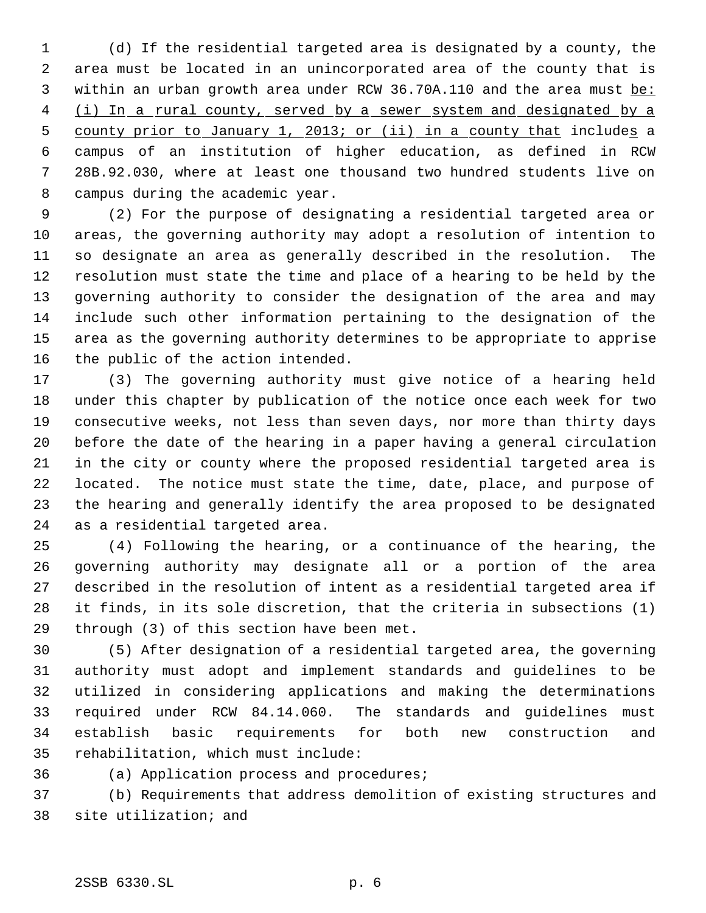(d) If the residential targeted area is designated by a county, the area must be located in an unincorporated area of the county that is within an urban growth area under RCW 36.70A.110 and the area must be: (i) In a rural county, served by a sewer system and designated by a county prior to January 1, 2013; or (ii) in a county that includes a campus of an institution of higher education, as defined in RCW 28B.92.030, where at least one thousand two hundred students live on campus during the academic year.

(2) For the purpose of designating a residential targeted area or areas, the governing authority may adopt a resolution of intention to so designate an area as generally described in the resolution. The resolution must state the time and place of a hearing to be held by the governing authority to consider the designation of the area and may include such other information pertaining to the designation of the area as the governing authority determines to be appropriate to apprise the public of the action intended.

(3) The governing authority must give notice of a hearing held under this chapter by publication of the notice once each week for two consecutive weeks, not less than seven days, nor more than thirty days before the date of the hearing in a paper having a general circulation in the city or county where the proposed residential targeted area is located. The notice must state the time, date, place, and purpose of the hearing and generally identify the area proposed to be designated as a residential targeted area.

(4) Following the hearing, or a continuance of the hearing, the governing authority may designate all or a portion of the area described in the resolution of intent as a residential targeted area if it finds, in its sole discretion, that the criteria in subsections (1) through (3) of this section have been met.

(5) After designation of a residential targeted area, the governing authority must adopt and implement standards and guidelines to be utilized in considering applications and making the determinations required under RCW 84.14.060. The standards and guidelines must establish basic requirements for both new construction and rehabilitation, which must include:

(a) Application process and procedures;

(b) Requirements that address demolition of existing structures and site utilization; and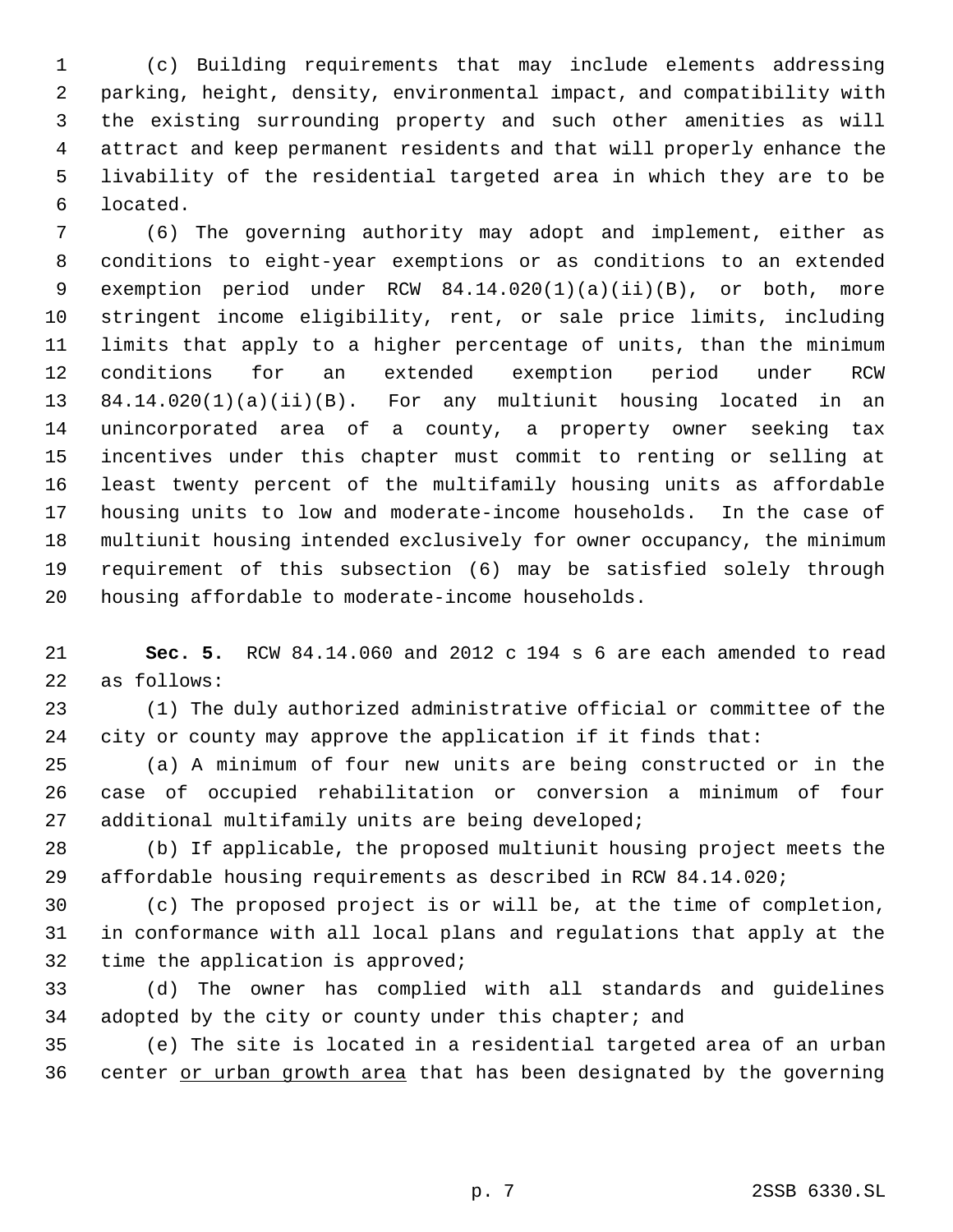(c) Building requirements that may include elements addressing parking, height, density, environmental impact, and compatibility with the existing surrounding property and such other amenities as will attract and keep permanent residents and that will properly enhance the livability of the residential targeted area in which they are to be located.

(6) The governing authority may adopt and implement, either as conditions to eight-year exemptions or as conditions to an extended exemption period under RCW 84.14.020(1)(a)(ii)(B), or both, more stringent income eligibility, rent, or sale price limits, including limits that apply to a higher percentage of units, than the minimum conditions for an extended exemption period under RCW 84.14.020(1)(a)(ii)(B). For any multiunit housing located in an unincorporated area of a county, a property owner seeking tax incentives under this chapter must commit to renting or selling at least twenty percent of the multifamily housing units as affordable housing units to low and moderate-income households. In the case of multiunit housing intended exclusively for owner occupancy, the minimum requirement of this subsection (6) may be satisfied solely through housing affordable to moderate-income households.

**Sec. 5.** RCW 84.14.060 and 2012 c 194 s 6 are each amended to read as follows:

(1) The duly authorized administrative official or committee of the city or county may approve the application if it finds that:

(a) A minimum of four new units are being constructed or in the case of occupied rehabilitation or conversion a minimum of four additional multifamily units are being developed;

(b) If applicable, the proposed multiunit housing project meets the affordable housing requirements as described in RCW 84.14.020;

(c) The proposed project is or will be, at the time of completion, in conformance with all local plans and regulations that apply at the time the application is approved;

(d) The owner has complied with all standards and guidelines adopted by the city or county under this chapter; and

(e) The site is located in a residential targeted area of an urban center <u>or urban growth area</u> that has been designated by the governing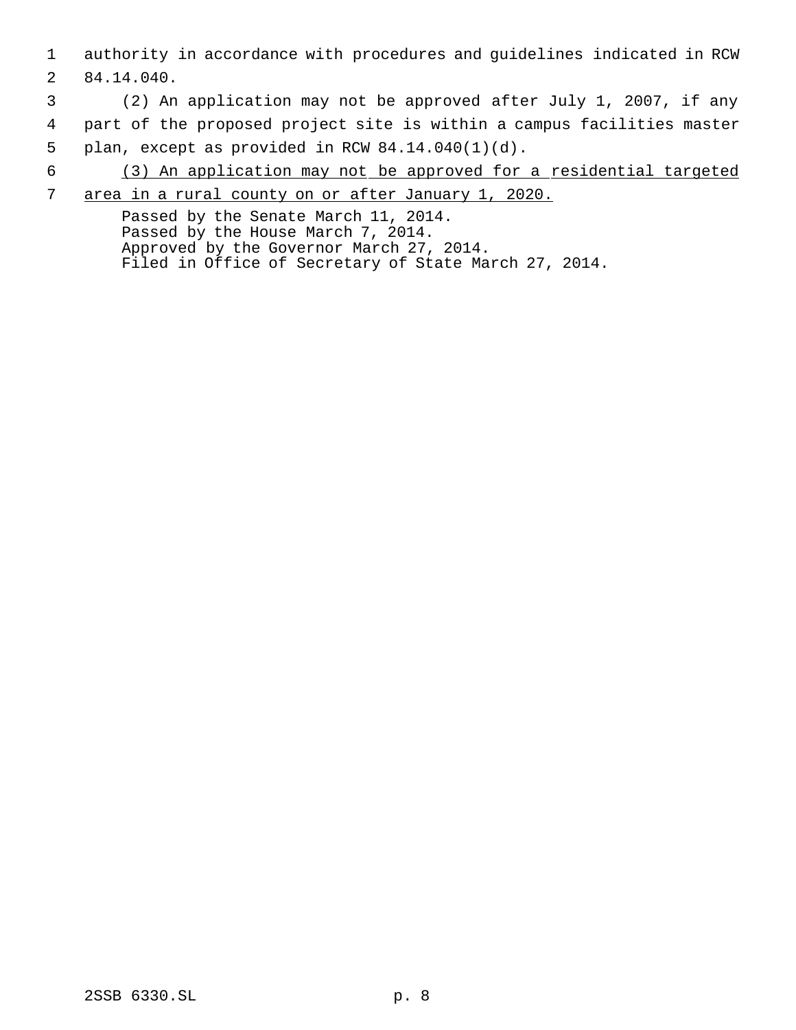authority in accordance with procedures and guidelines indicated in RCW 84.14.040.

(2) An application may not be approved after July 1, 2007, if any part of the proposed project site is within a campus facilities master plan, except as provided in RCW 84.14.040(1)(d).

<u>(3) An application may not be approved for a residential targeted area in a rural county on or after January 1, 2020.</u>

Passed by the Senate March 11, 2014.
Passed by the House March 7, 2014.
Approved by the Governor March 27, 2014.
Filed in Office of Secretary of State March 27, 2014.